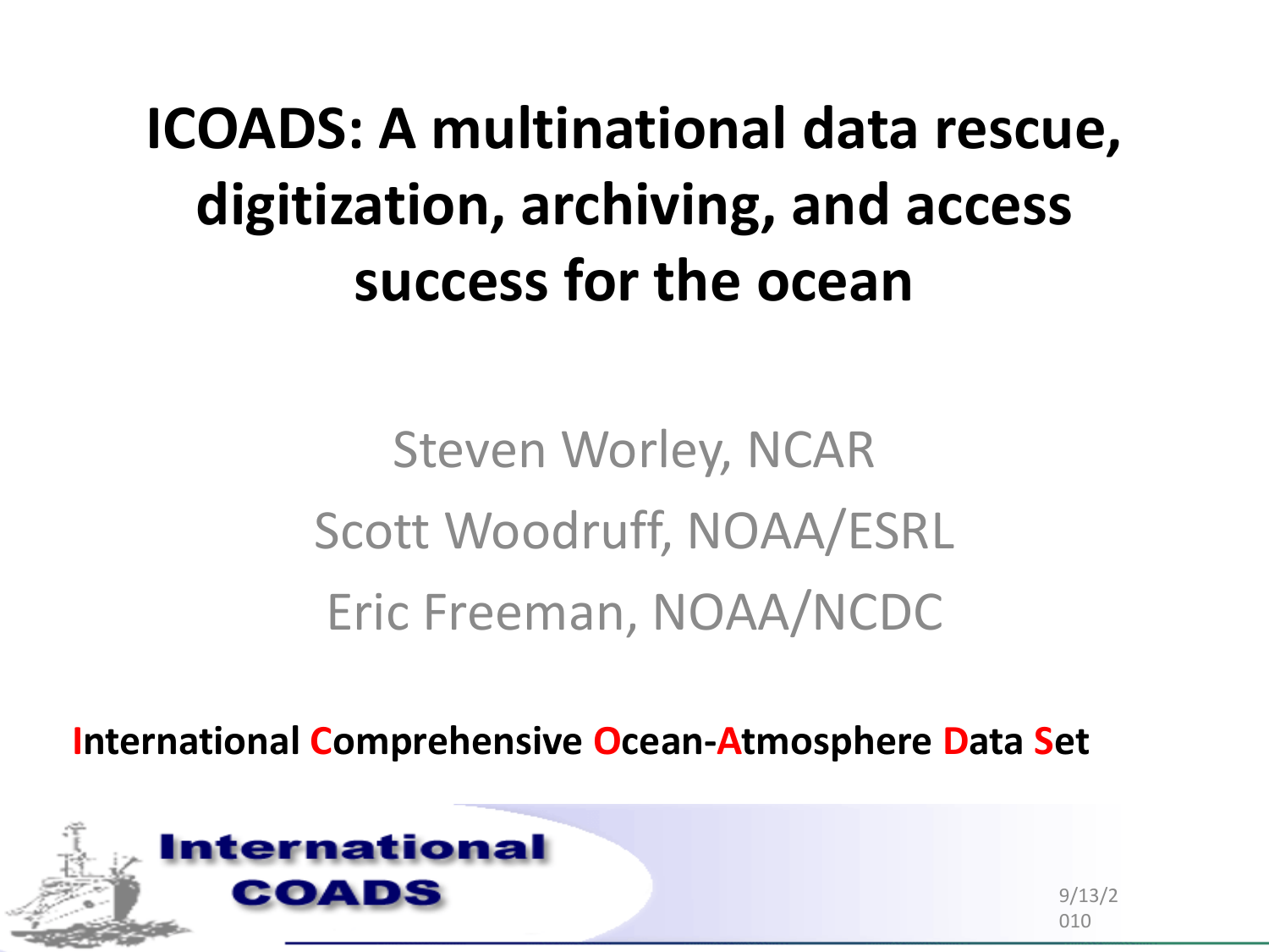# ICOADS: A multinational data rescue, digitization, archiving, and access success for the ocean

Steven Worley, NCAR

Scott Woodruff, NOAA/ESRL

Eric Freeman, NOAA/NCDC

**International Comprehensive Ocean-Atmosphere Data Set**

International COADS

9/13/2010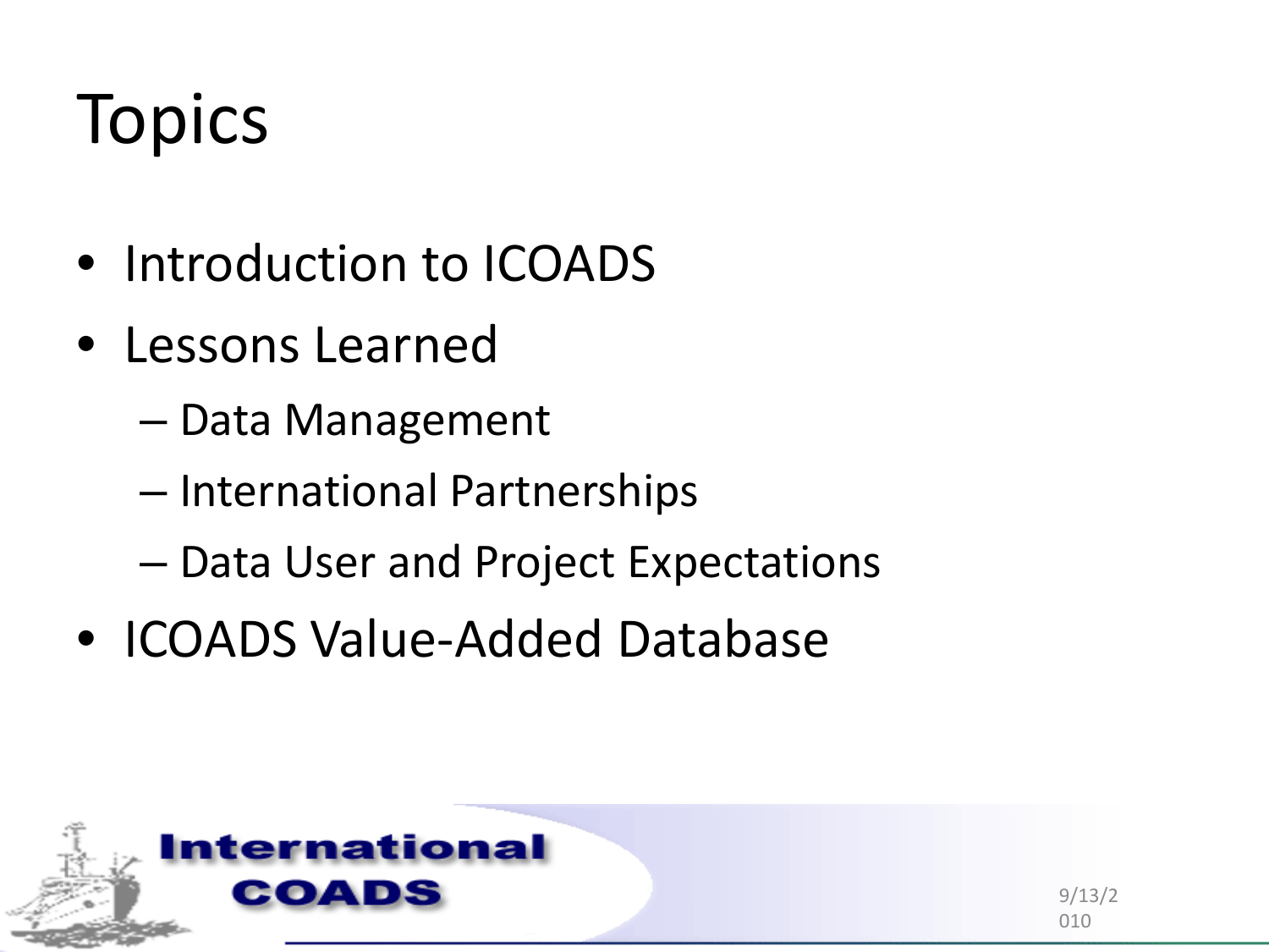# Topics

- Introduction to ICOADS
- Lessons Learned
  - Data Management
  - International Partnerships
  - Data User and Project Expectations
- ICOADS Value-Added Database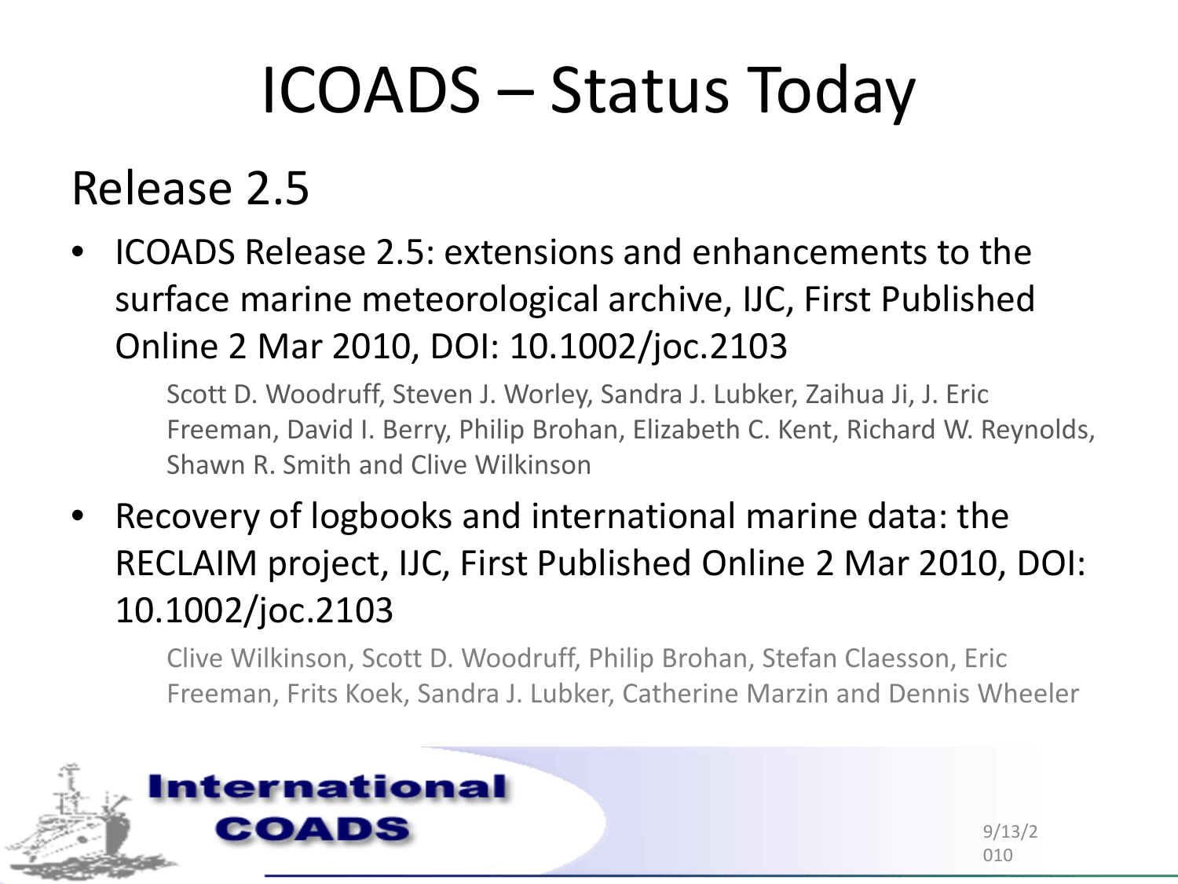# ICOADS – Status Today

## Release 2.5

- ICOADS Release 2.5: extensions and enhancements to the surface marine meteorological archive, IJC, First Published Online 2 Mar 2010, DOI: 10.1002/joc.2103

  Scott D. Woodruff, Steven J. Worley, Sandra J. Lubker, Zaihua Ji, J. Eric Freeman, David I. Berry, Philip Brohan, Elizabeth C. Kent, Richard W. Reynolds, Shawn R. Smith and Clive Wilkinson

- Recovery of logbooks and international marine data: the RECLAIM project, IJC, First Published Online 2 Mar 2010, DOI: 10.1002/joc.2103

  Clive Wilkinson, Scott D. Woodruff, Philip Brohan, Stefan Claesson, Eric Freeman, Frits Koek, Sandra J. Lubker, Catherine Marzin and Dennis Wheeler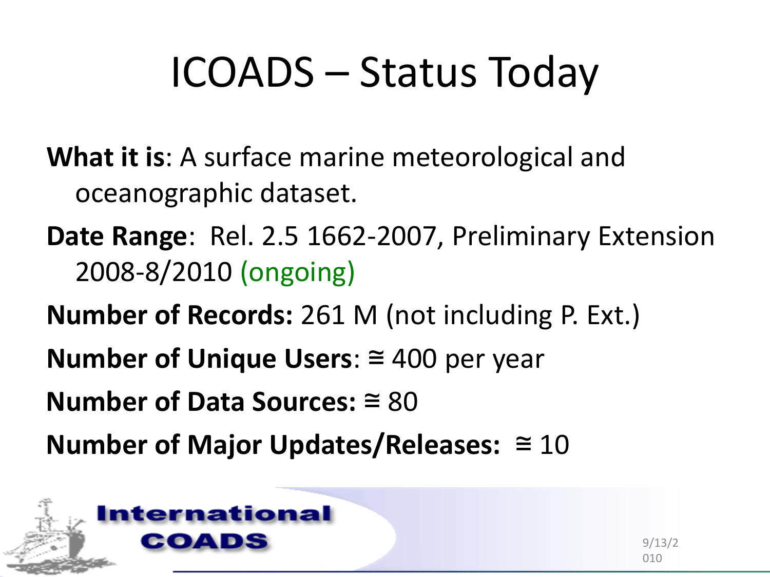# ICOADS – Status Today

**What it is**: A surface marine meteorological and oceanographic dataset.

**Date Range**: Rel. 2.5 1662-2007, Preliminary Extension 2008-8/2010 (ongoing)

**Number of Records:** 261 M (not including P. Ext.)

**Number of Unique Users**: ≅ 400 per year

**Number of Data Sources:** ≅ 80

**Number of Major Updates/Releases:** ≅ 10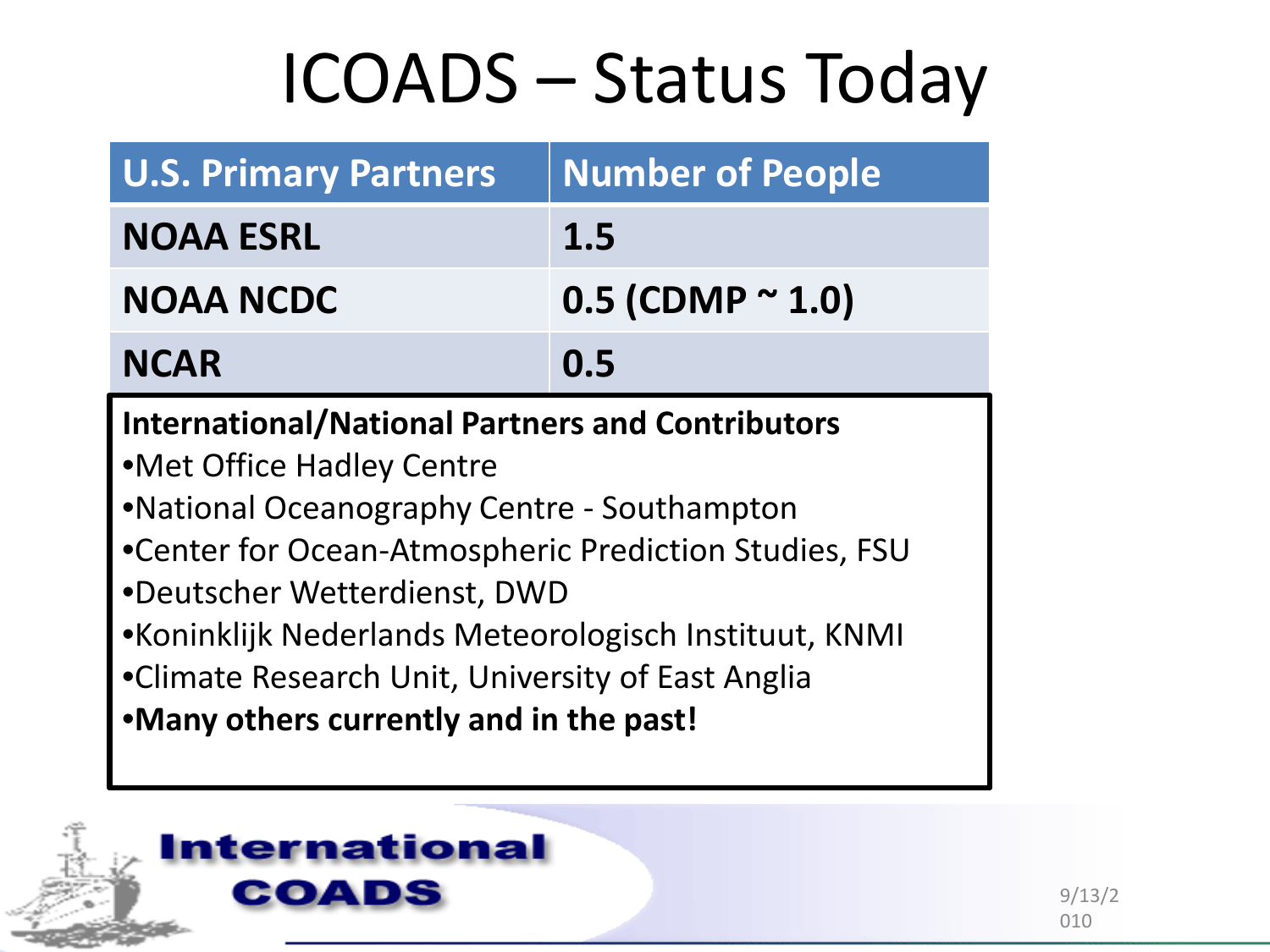# ICOADS – Status Today

| U.S. Primary Partners | Number of People |
| --- | --- |
| NOAA ESRL | 1.5 |
| NOAA NCDC | 0.5 (CDMP ~ 1.0) |
| NCAR | 0.5 |

**International/National Partners and Contributors**

- Met Office Hadley Centre
- National Oceanography Centre - Southampton
- Center for Ocean-Atmospheric Prediction Studies, FSU
- Deutscher Wetterdienst, DWD
- Koninklijk Nederlands Meteorologisch Instituut, KNMI
- Climate Research Unit, University of East Anglia
- **Many others currently and in the past!**

International COADS

9/13/2010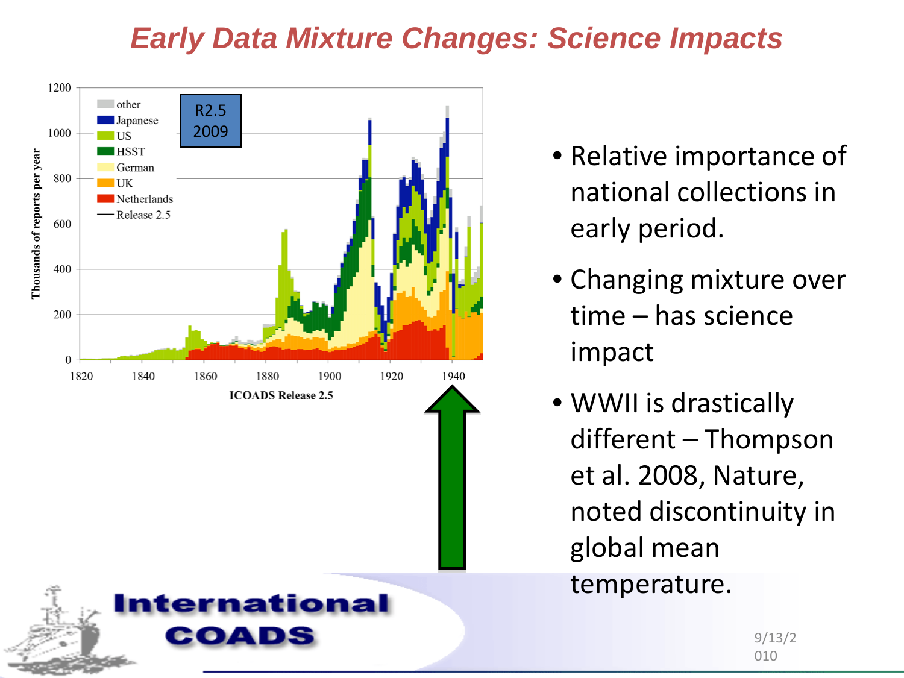# Early Data Mixture Changes: Science Impacts

- Relative importance of national collections in early period.
- Changing mixture over time – has science impact
- WWII is drastically different – Thompson et al. 2008, Nature, noted discontinuity in global mean temperature.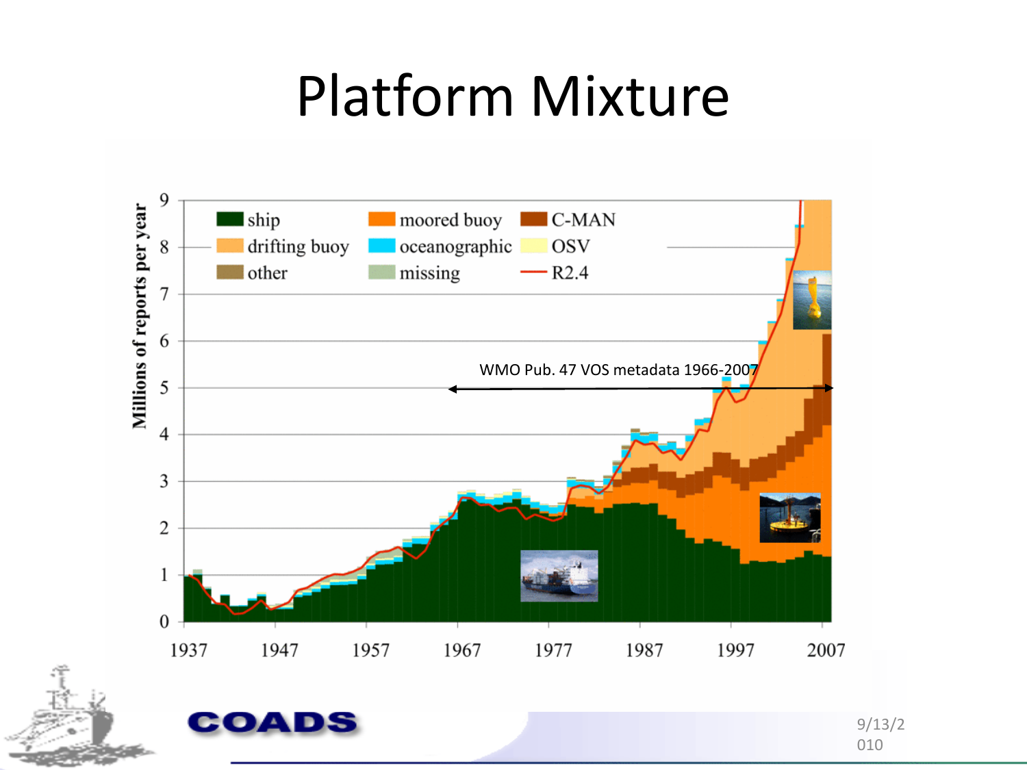# Platform Mixture

WMO Pub. 47 VOS metadata 1966-2007

Millions of reports per year

ship | drifting buoy | other | moored buoy | oceanographic | missing | C-MAN | OSV | R2.4

0 1 2 3 4 5 6 7 8 9

1937 1947 1957 1967 1977 1987 1997 2007

COADS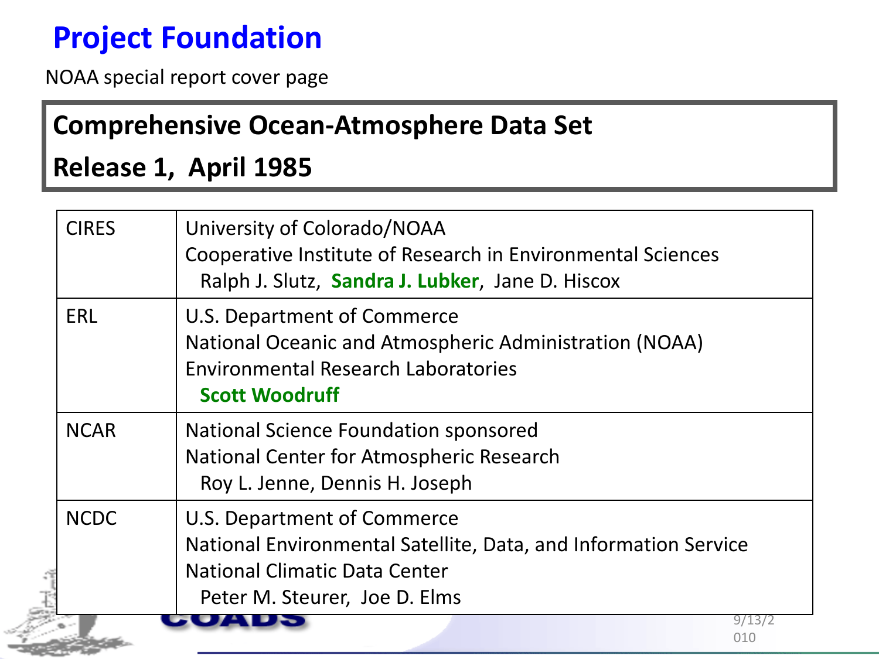# Project Foundation

NOAA special report cover page

**Comprehensive Ocean-Atmosphere Data Set**

**Release 1, April 1985**

| CIRES | University of Colorado/NOAA<br>Cooperative Institute of Research in Environmental Sciences<br>Ralph J. Slutz, **Sandra J. Lubker**, Jane D. Hiscox |
|---|---|
| ERL | U.S. Department of Commerce<br>National Oceanic and Atmospheric Administration (NOAA)<br>Environmental Research Laboratories<br>**Scott Woodruff** |
| NCAR | National Science Foundation sponsored<br>National Center for Atmospheric Research<br>Roy L. Jenne, Dennis H. Joseph |
| NCDC | U.S. Department of Commerce<br>National Environmental Satellite, Data, and Information Service<br>National Climatic Data Center<br>Peter M. Steurer, Joe D. Elms |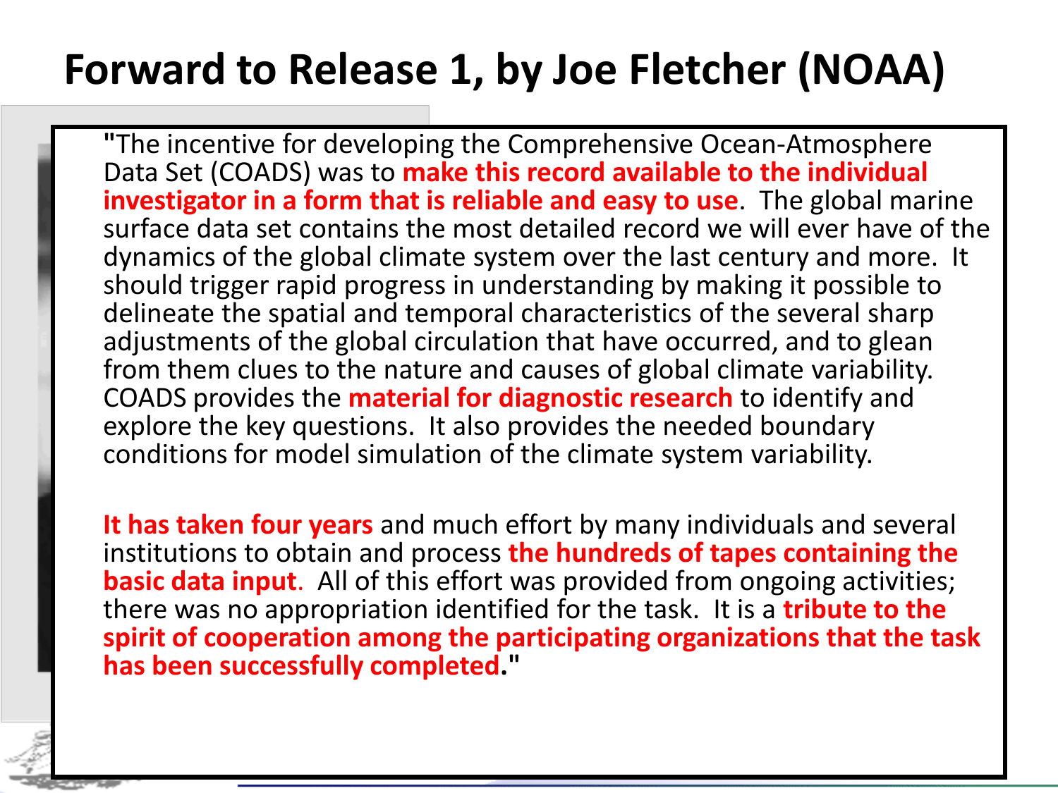# Forward to Release 1, by Joe Fletcher (NOAA)

"The incentive for developing the Comprehensive Ocean-Atmosphere Data Set (COADS) was to **make this record available to the individual investigator in a form that is reliable and easy to use**. The global marine surface data set contains the most detailed record we will ever have of the dynamics of the global climate system over the last century and more. It should trigger rapid progress in understanding by making it possible to delineate the spatial and temporal characteristics of the several sharp adjustments of the global circulation that have occurred, and to glean from them clues to the nature and causes of global climate variability. COADS provides the **material for diagnostic research** to identify and explore the key questions. It also provides the needed boundary conditions for model simulation of the climate system variability.

**It has taken four years** and much effort by many individuals and several institutions to obtain and process **the hundreds of tapes containing the basic data input**. All of this effort was provided from ongoing activities; there was no appropriation identified for the task. It is a **tribute to the spirit of cooperation among the participating organizations that the task has been successfully completed**."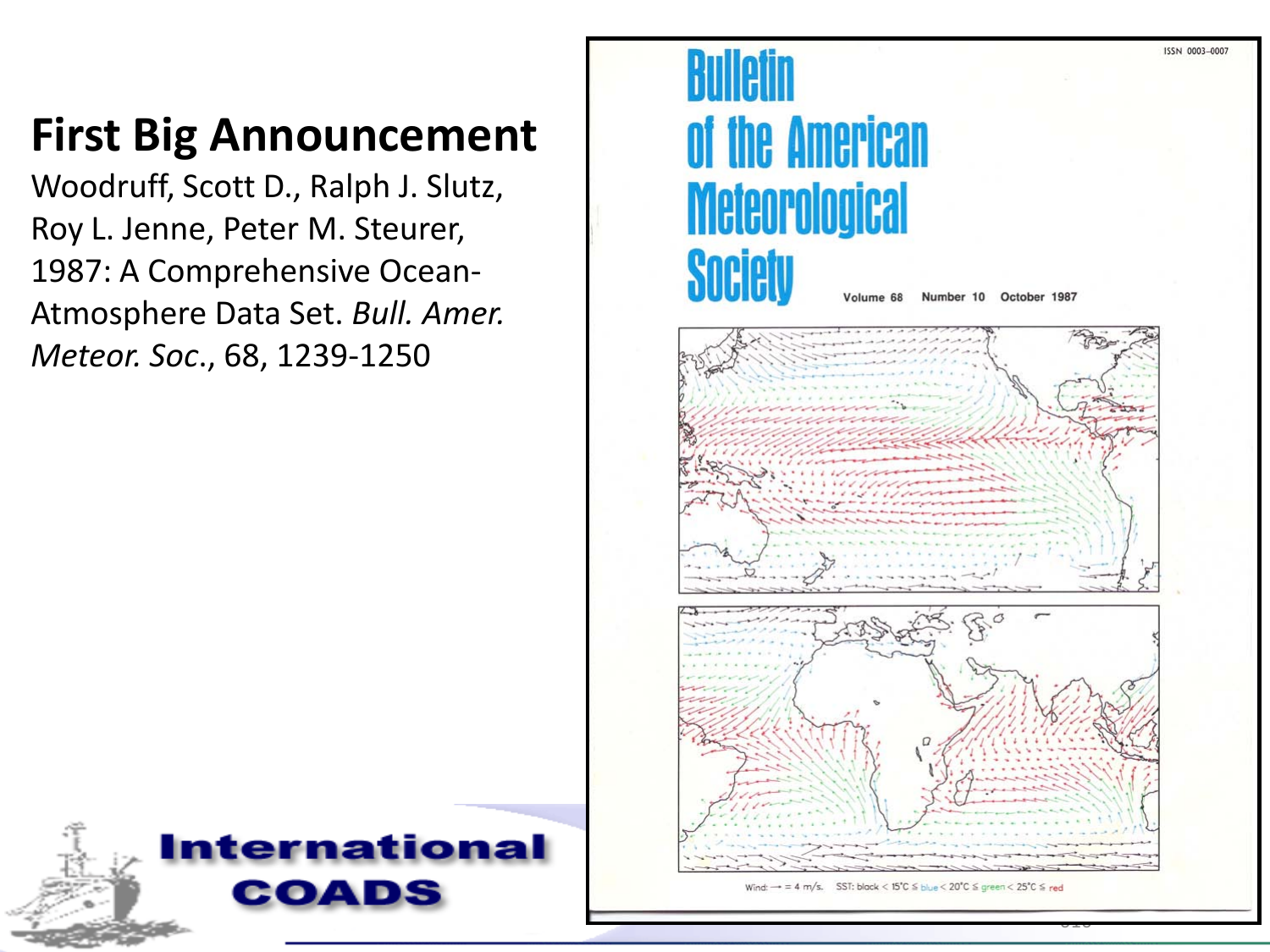# First Big Announcement

Woodruff, Scott D., Ralph J. Slutz, Roy L. Jenne, Peter M. Steurer, 1987: A Comprehensive Ocean-Atmosphere Data Set. *Bull. Amer. Meteor. Soc.*, 68, 1239-1250

ISSN 0003-0007

Bulletin of the American Meteorological Society

Volume 68 Number 10 October 1987

Wind: → = 4 m/s. SST: black < 15°C ≤ blue < 20°C ≤ green < 25°C ≤ red

International COADS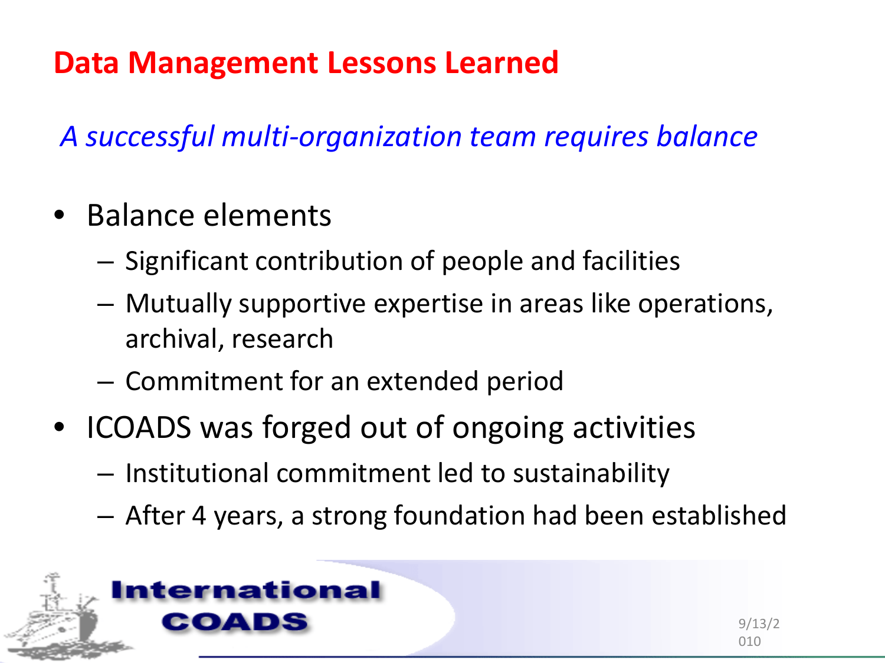# Data Management Lessons Learned

*A successful multi-organization team requires balance*

- Balance elements
  - Significant contribution of people and facilities
  - Mutually supportive expertise in areas like operations, archival, research
  - Commitment for an extended period
- ICOADS was forged out of ongoing activities
  - Institutional commitment led to sustainability
  - After 4 years, a strong foundation had been established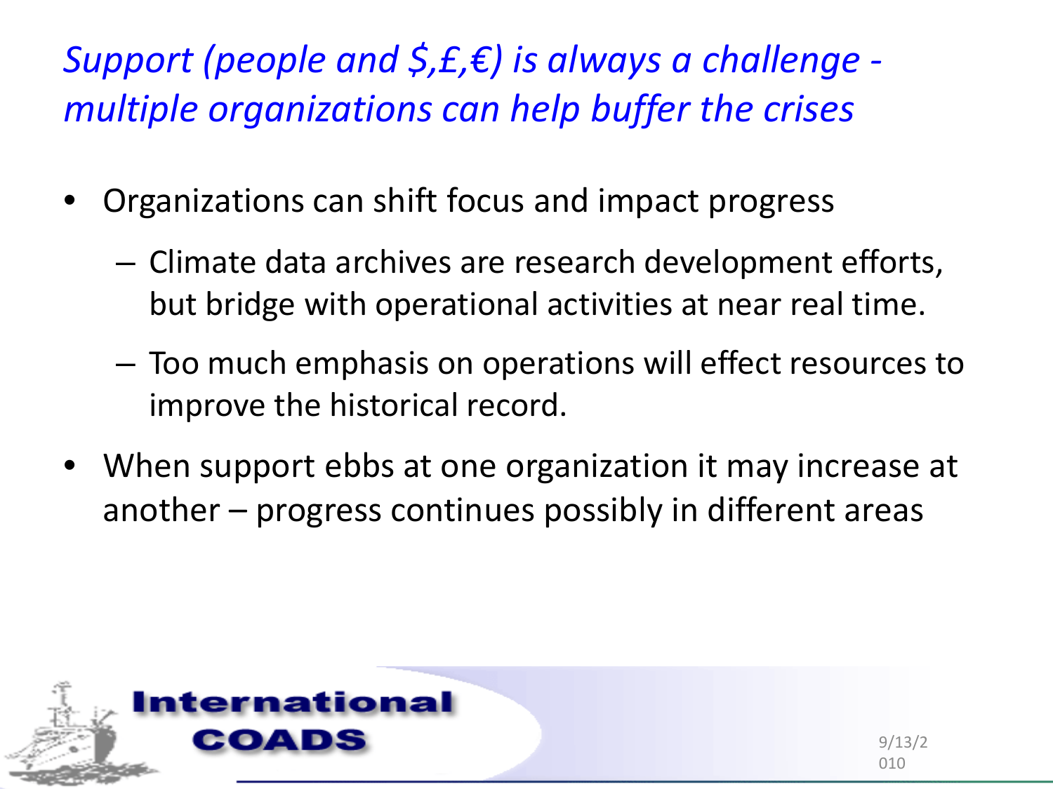## *Support (people and $,£,€) is always a challenge - multiple organizations can help buffer the crises*

- Organizations can shift focus and impact progress
  - Climate data archives are research development efforts, but bridge with operational activities at near real time.
  - Too much emphasis on operations will effect resources to improve the historical record.
- When support ebbs at one organization it may increase at another – progress continues possibly in different areas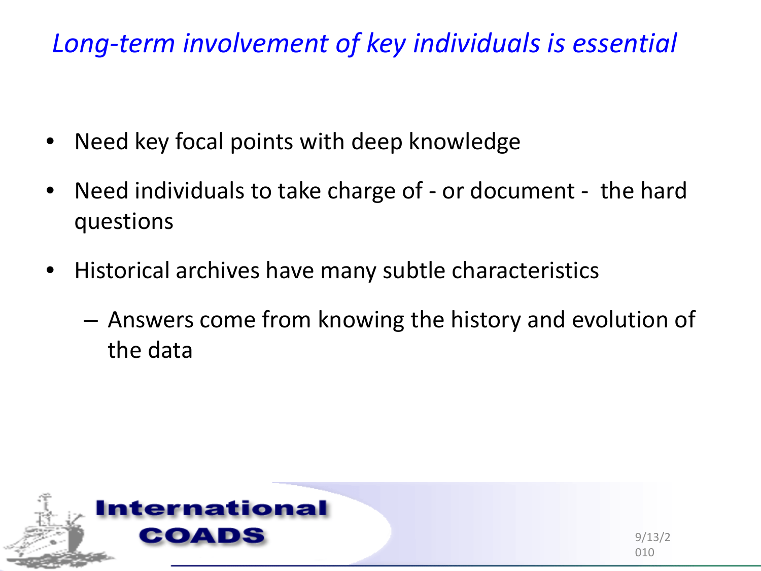# *Long-term involvement of key individuals is essential*

- Need key focal points with deep knowledge
- Need individuals to take charge of - or document - the hard questions
- Historical archives have many subtle characteristics
  - Answers come from knowing the history and evolution of the data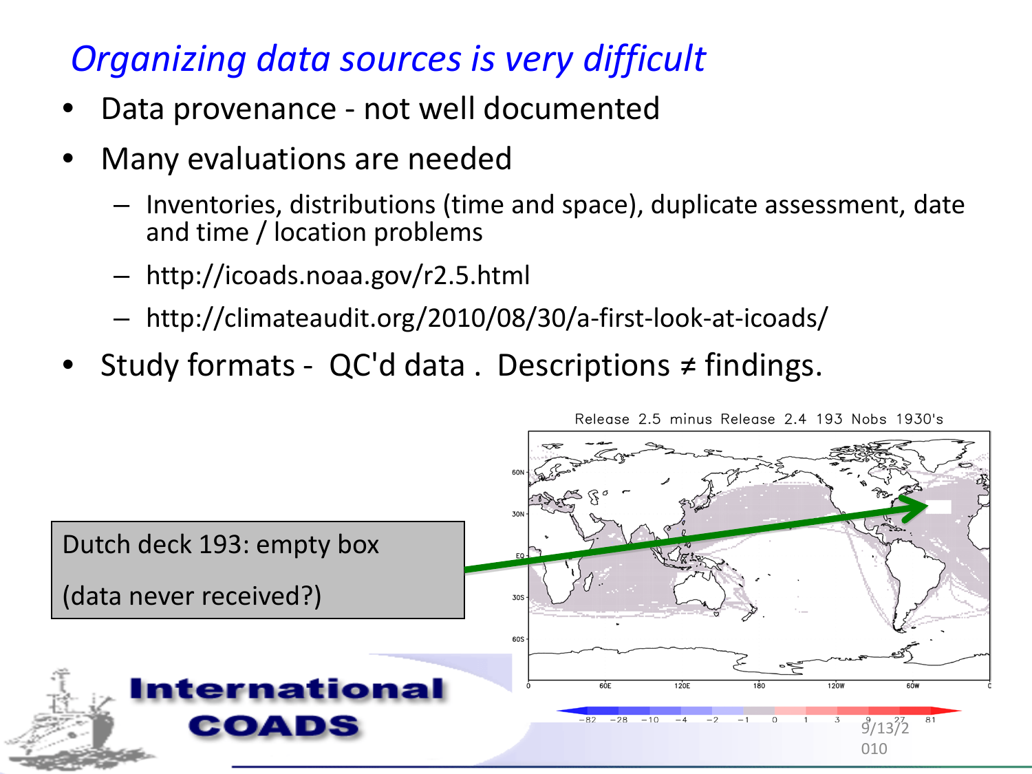## *Organizing data sources is very difficult*

- Data provenance - not well documented
- Many evaluations are needed
  - Inventories, distributions (time and space), duplicate assessment, date and time / location problems
  - http://icoads.noaa.gov/r2.5.html
  - http://climateaudit.org/2010/08/30/a-first-look-at-icoads/
- Study formats - QC'd data . Descriptions ≠ findings.

Dutch deck 193: empty box

(data never received?)

Release 2.5 minus Release 2.4 193 Nobs 1930's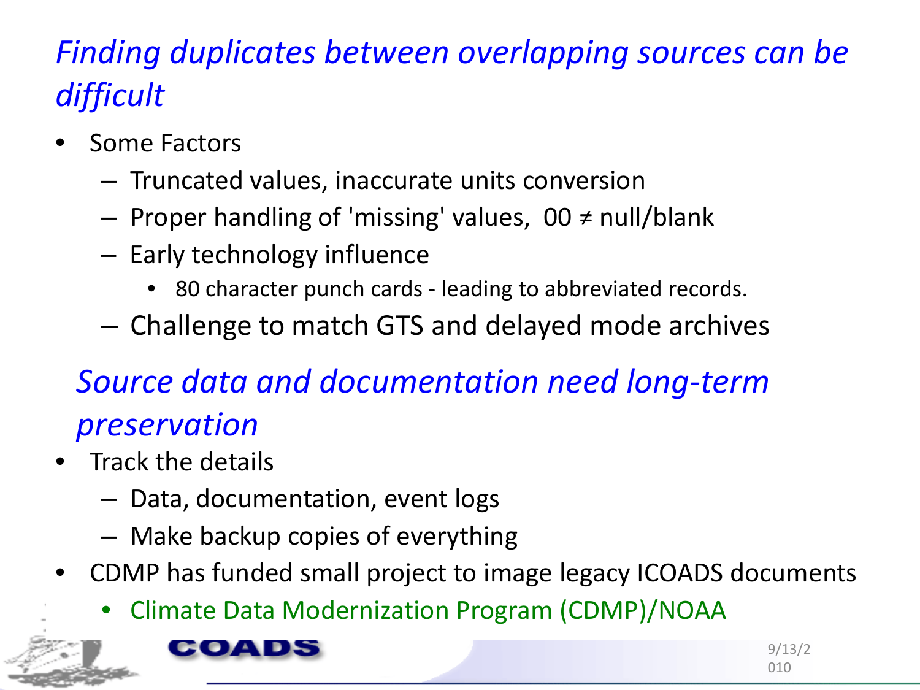## *Finding duplicates between overlapping sources can be difficult*

- Some Factors
  - Truncated values, inaccurate units conversion
  - Proper handling of 'missing' values, 00 ≠ null/blank
  - Early technology influence
    - 80 character punch cards - leading to abbreviated records.
  - Challenge to match GTS and delayed mode archives

## *Source data and documentation need long-term preservation*

- Track the details
  - Data, documentation, event logs
  - Make backup copies of everything
- CDMP has funded small project to image legacy ICOADS documents
  - Climate Data Modernization Program (CDMP)/NOAA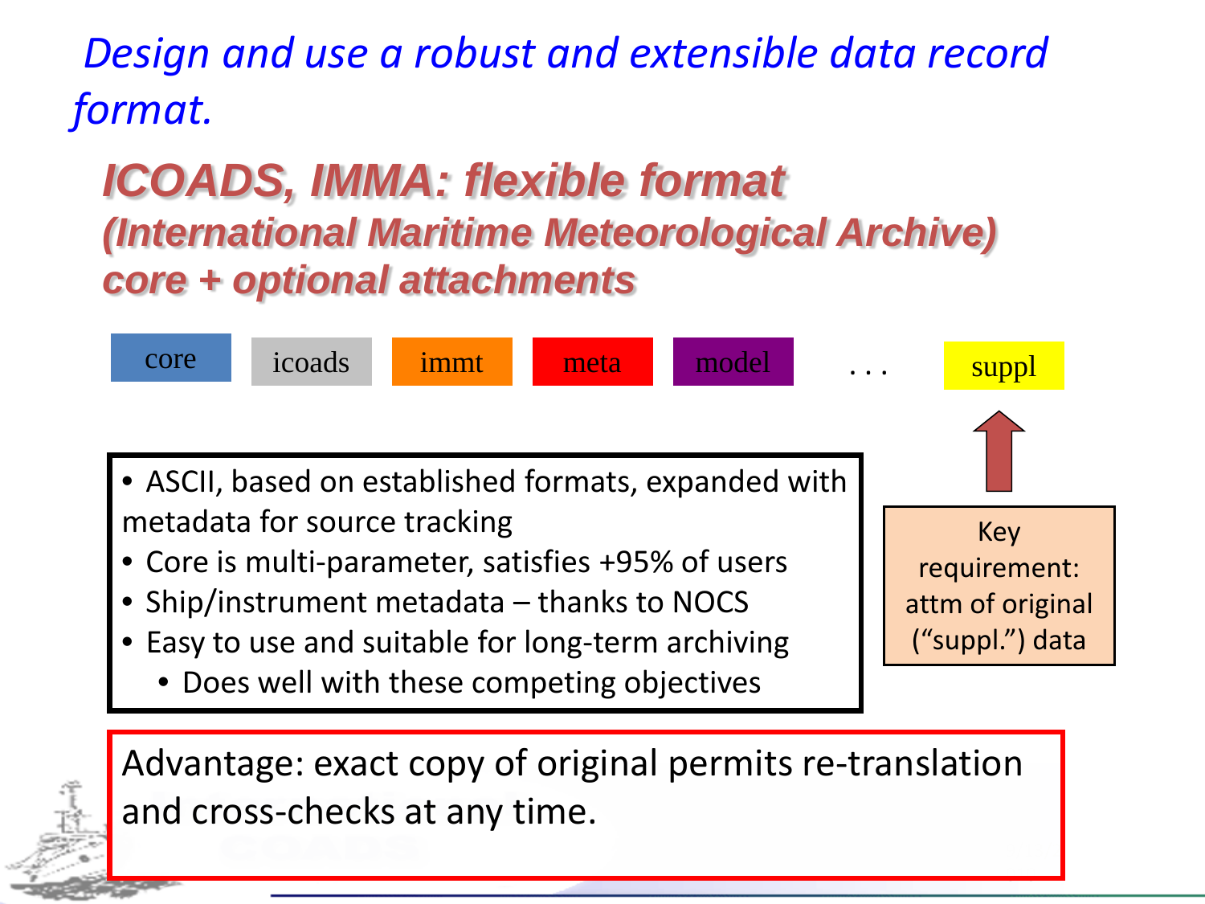*Design and use a robust and extensible data record format.*

## *ICOADS, IMMA: flexible format*
### *(International Maritime Meteorological Archive)*
### *core + optional attachments*

core | icoads | immt | meta | model | . . . | suppl

- ASCII, based on established formats, expanded with metadata for source tracking
- Core is multi-parameter, satisfies +95% of users
- Ship/instrument metadata – thanks to NOCS
- Easy to use and suitable for long-term archiving
  - Does well with these competing objectives

Key requirement: attm of original ("suppl.") data

Advantage: exact copy of original permits re-translation and cross-checks at any time.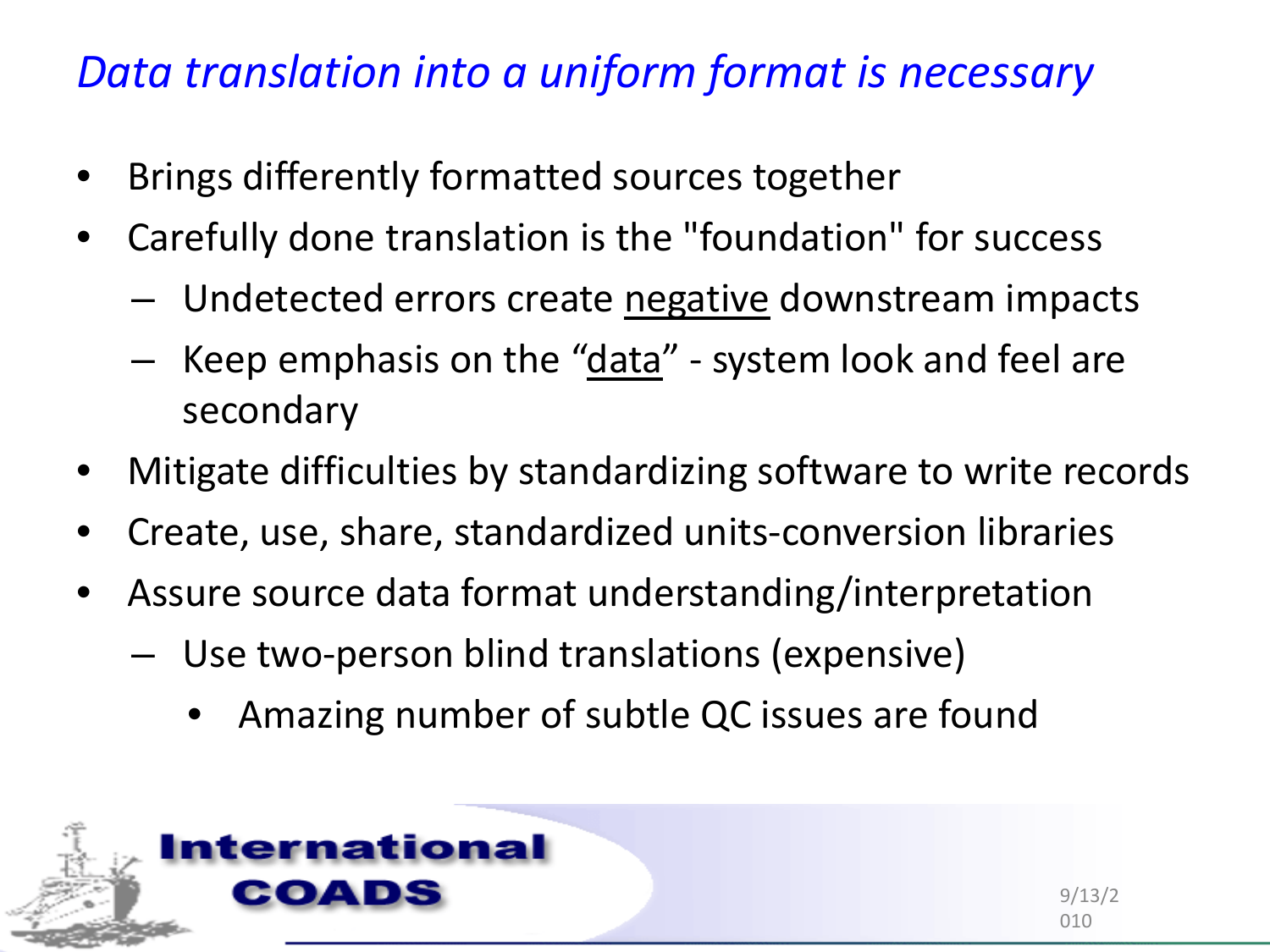# *Data translation into a uniform format is necessary*

- Brings differently formatted sources together
- Carefully done translation is the "foundation" for success
  - Undetected errors create <u>negative</u> downstream impacts
  - Keep emphasis on the “<u>data</u>” - system look and feel are secondary
- Mitigate difficulties by standardizing software to write records
- Create, use, share, standardized units-conversion libraries
- Assure source data format understanding/interpretation
  - Use two-person blind translations (expensive)
    - Amazing number of subtle QC issues are found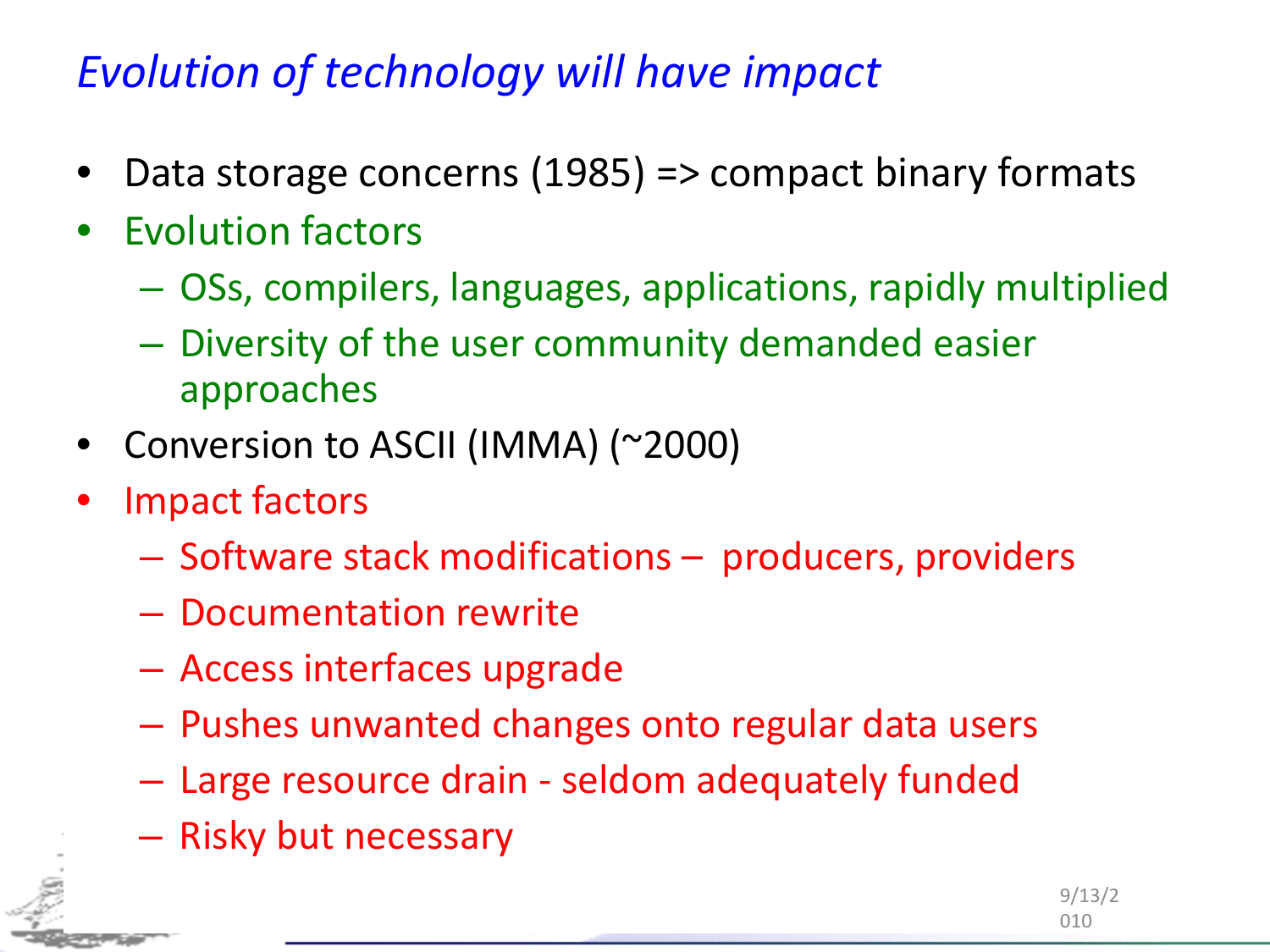# *Evolution of technology will have impact*

- Data storage concerns (1985) => compact binary formats
- Evolution factors
  - OSs, compilers, languages, applications, rapidly multiplied
  - Diversity of the user community demanded easier approaches
- Conversion to ASCII (IMMA) (~2000)
- Impact factors
  - Software stack modifications – producers, providers
  - Documentation rewrite
  - Access interfaces upgrade
  - Pushes unwanted changes onto regular data users
  - Large resource drain - seldom adequately funded
  - Risky but necessary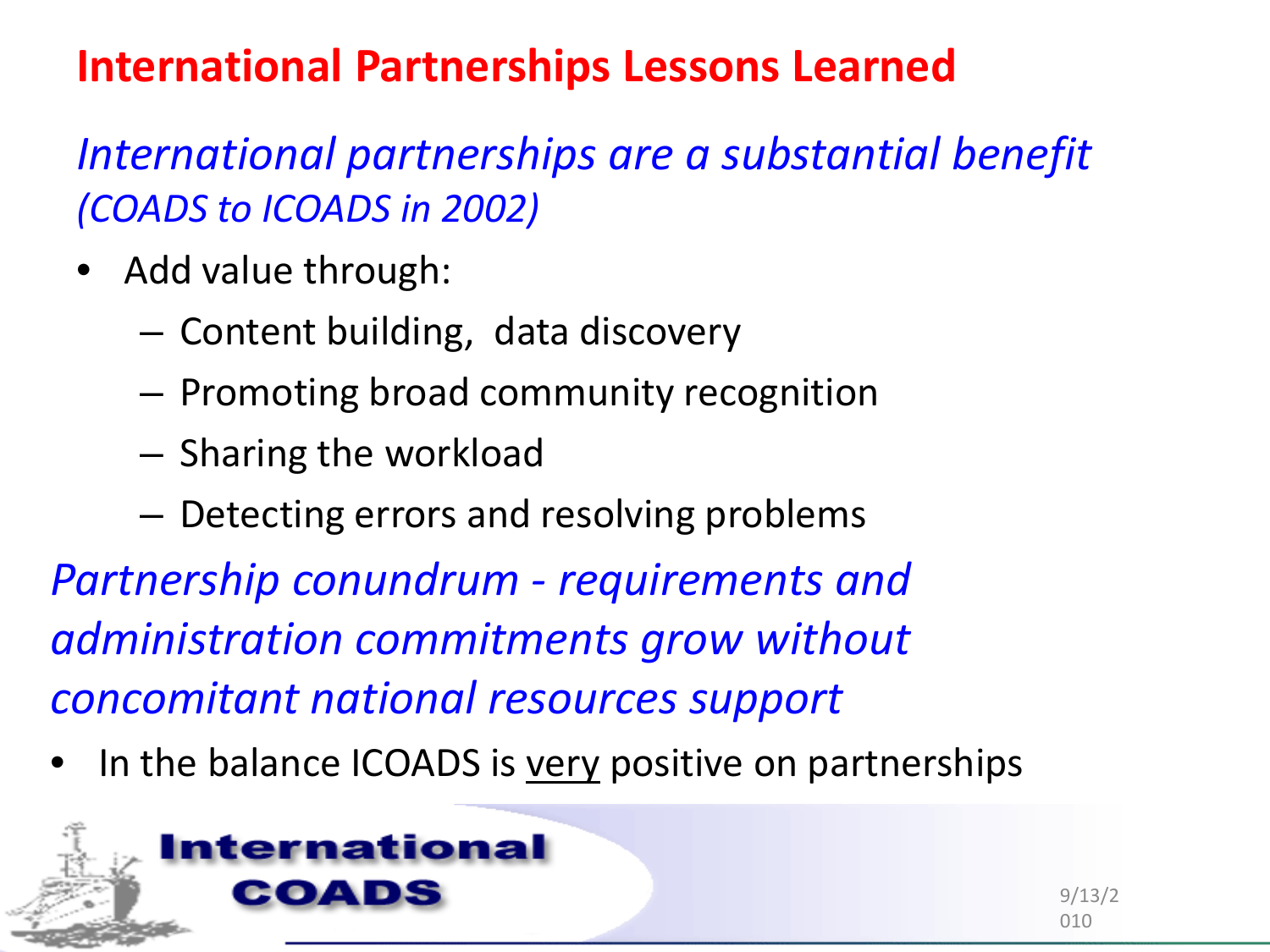# International Partnerships Lessons Learned

*International partnerships are a substantial benefit (COADS to ICOADS in 2002)*

- Add value through:
  - Content building, data discovery
  - Promoting broad community recognition
  - Sharing the workload
  - Detecting errors and resolving problems

*Partnership conundrum - requirements and administration commitments grow without concomitant national resources support*

- In the balance ICOADS is <u>very</u> positive on partnerships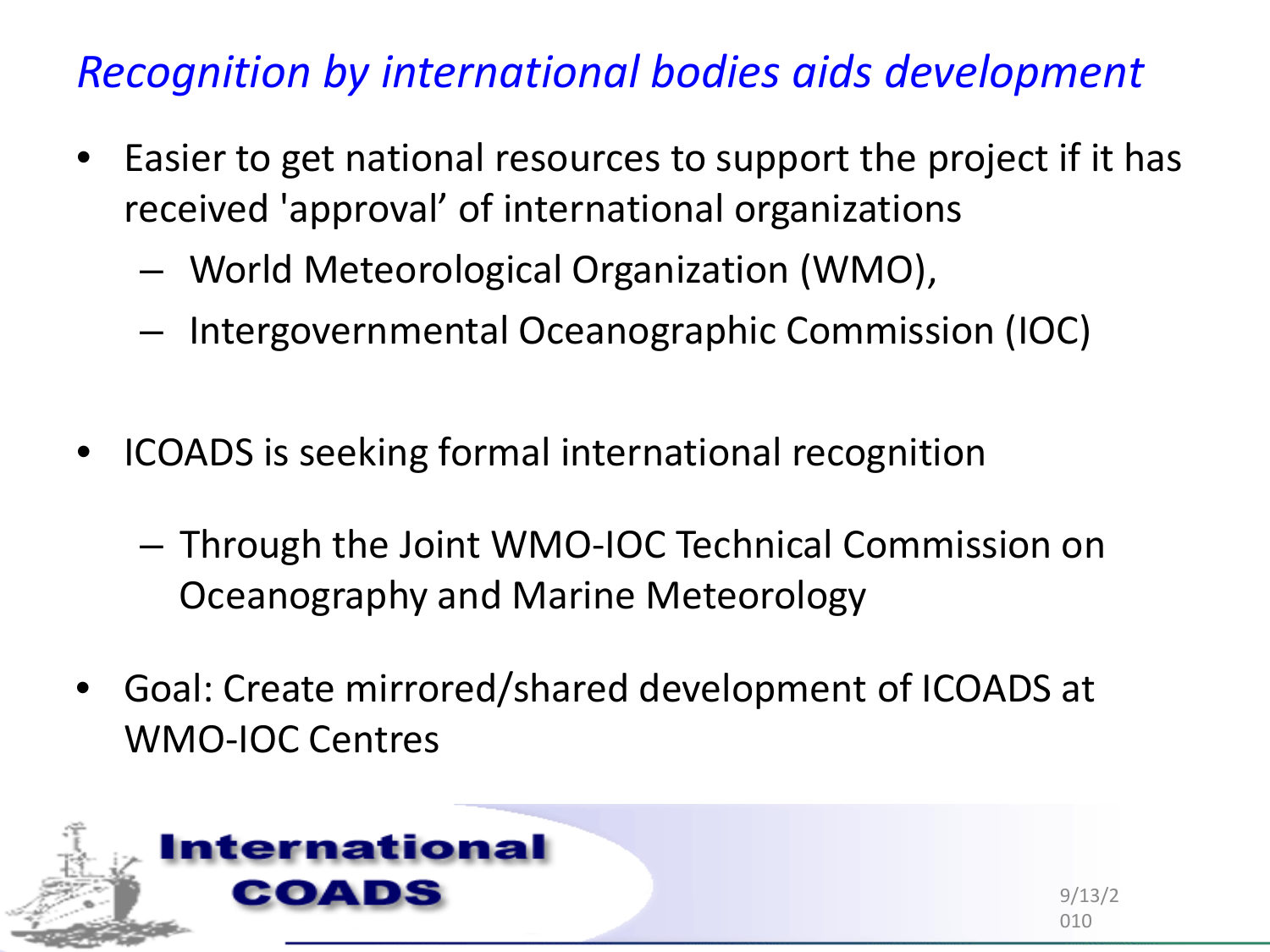## *Recognition by international bodies aids development*

- Easier to get national resources to support the project if it has received 'approval' of international organizations
  - World Meteorological Organization (WMO),
  - Intergovernmental Oceanographic Commission (IOC)
- ICOADS is seeking formal international recognition
  - Through the Joint WMO-IOC Technical Commission on Oceanography and Marine Meteorology
- Goal: Create mirrored/shared development of ICOADS at WMO-IOC Centres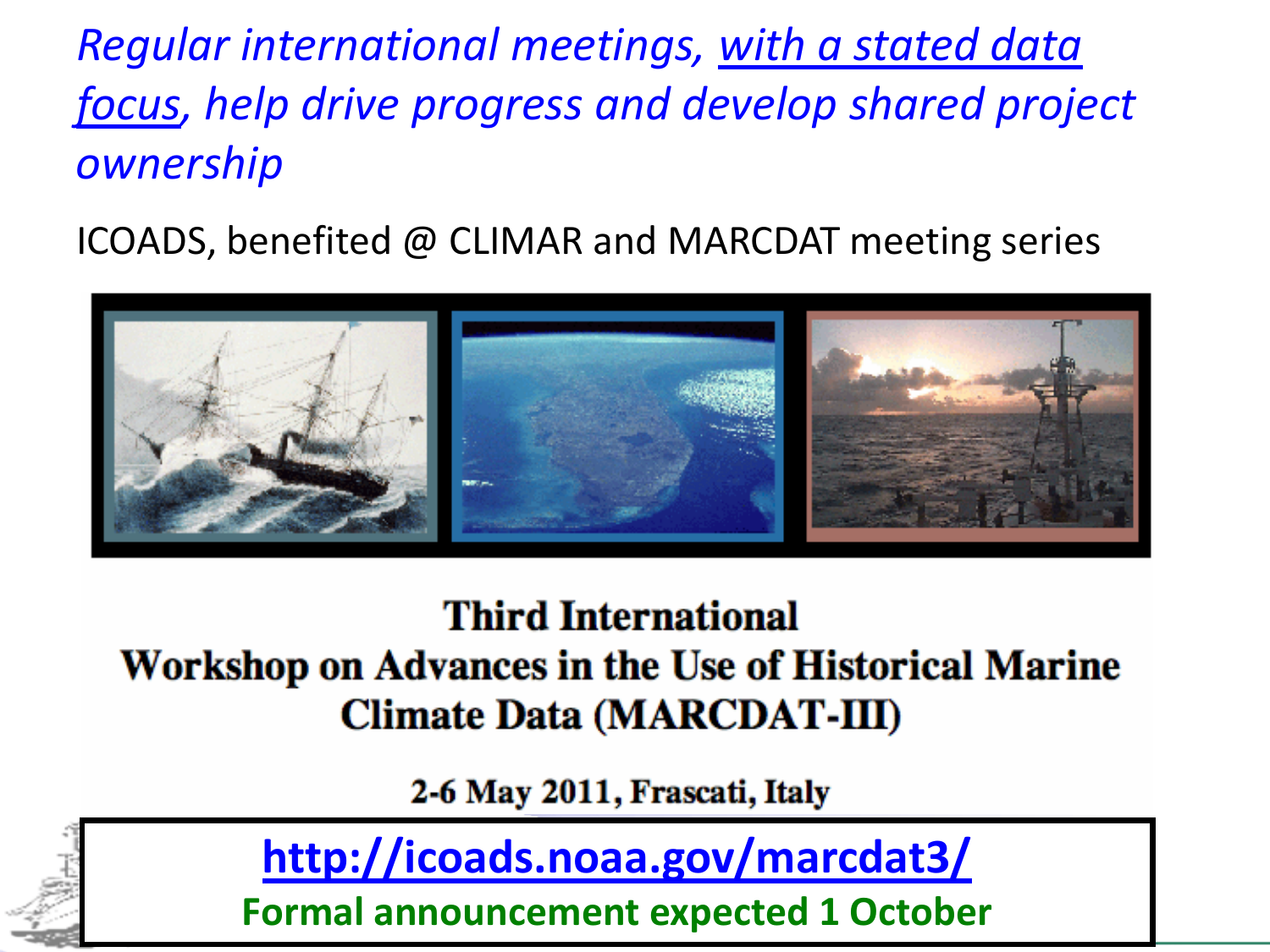*Regular international meetings, <u>with a stated data focus</u>, help drive progress and develop shared project ownership*

ICOADS, benefited @ CLIMAR and MARCDAT meeting series

**Third International Workshop on Advances in the Use of Historical Marine Climate Data (MARCDAT-III)**

**2-6 May 2011, Frascati, Italy**

**http://icoads.noaa.gov/marcdat3/**

**Formal announcement expected 1 October**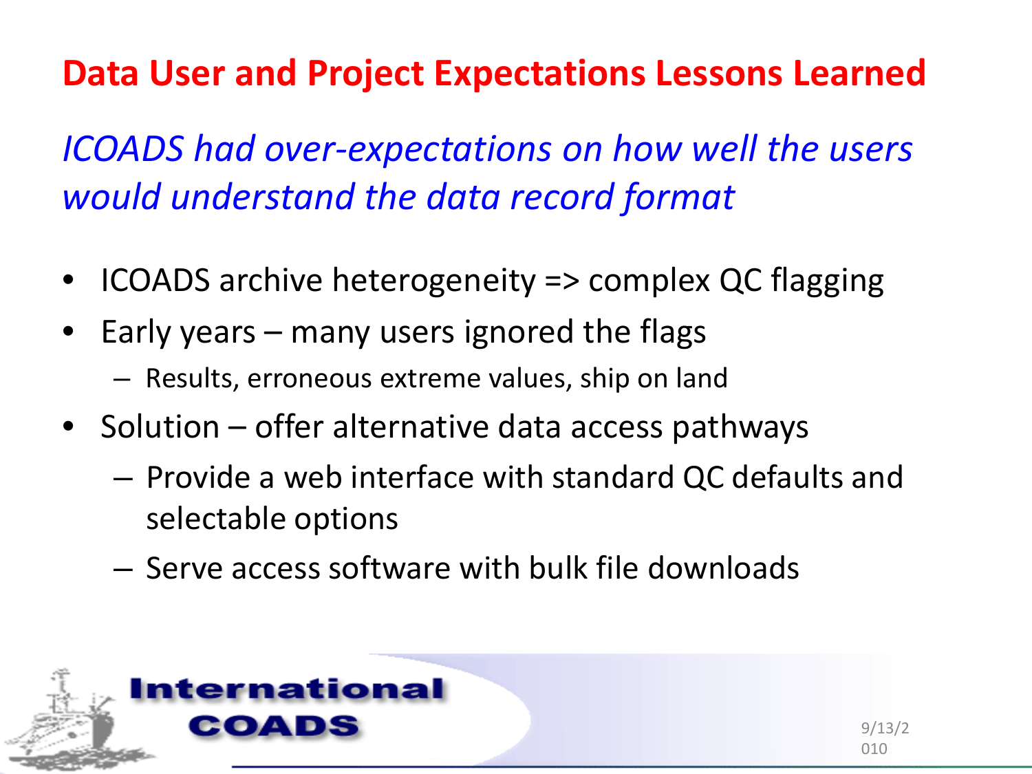# Data User and Project Expectations Lessons Learned

*ICOADS had over-expectations on how well the users would understand the data record format*

- ICOADS archive heterogeneity => complex QC flagging
- Early years – many users ignored the flags
  - Results, erroneous extreme values, ship on land
- Solution – offer alternative data access pathways
  - Provide a web interface with standard QC defaults and selectable options
  - Serve access software with bulk file downloads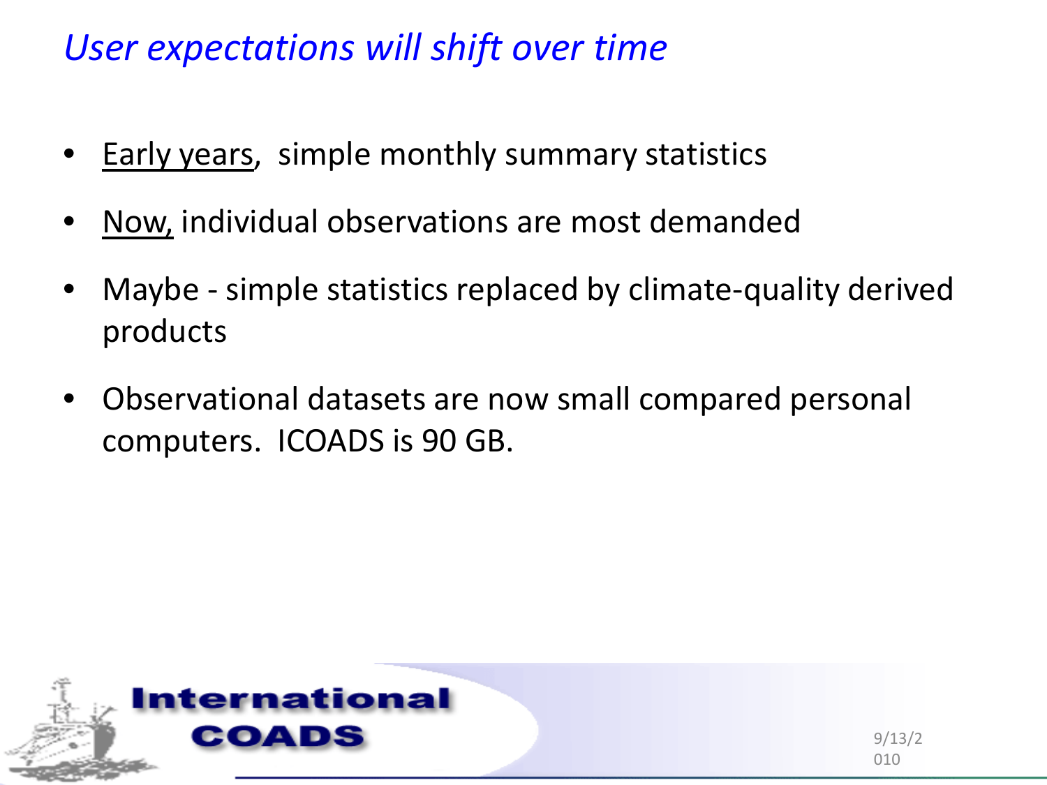## *User expectations will shift over time*

- Early years, simple monthly summary statistics
- Now, individual observations are most demanded
- Maybe - simple statistics replaced by climate-quality derived products
- Observational datasets are now small compared personal computers. ICOADS is 90 GB.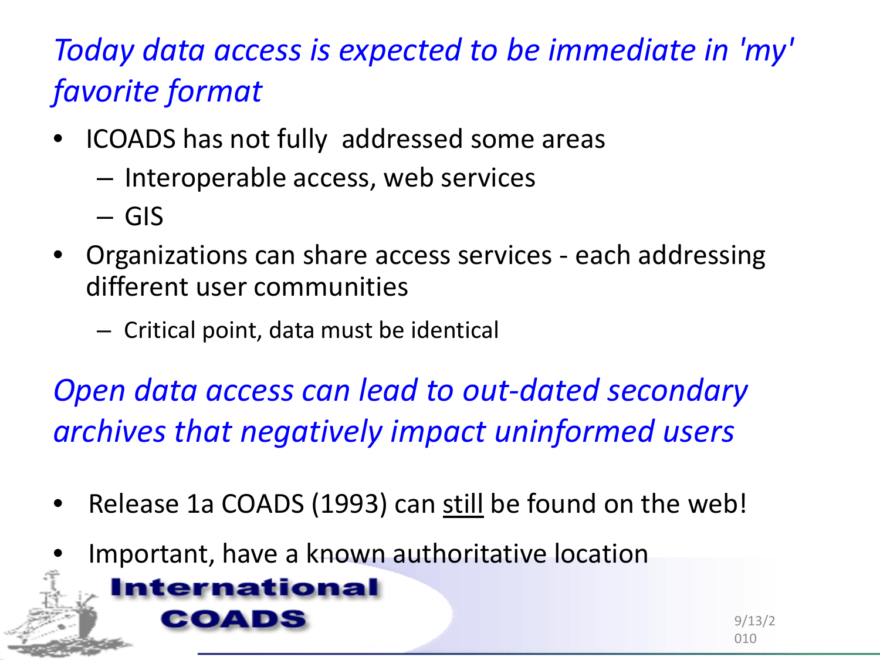## *Today data access is expected to be immediate in 'my' favorite format*

- ICOADS has not fully addressed some areas
  - Interoperable access, web services
  - GIS
- Organizations can share access services - each addressing different user communities
  - Critical point, data must be identical

## *Open data access can lead to out-dated secondary archives that negatively impact uninformed users*

- Release 1a COADS (1993) can still be found on the web!
- Important, have a known authoritative location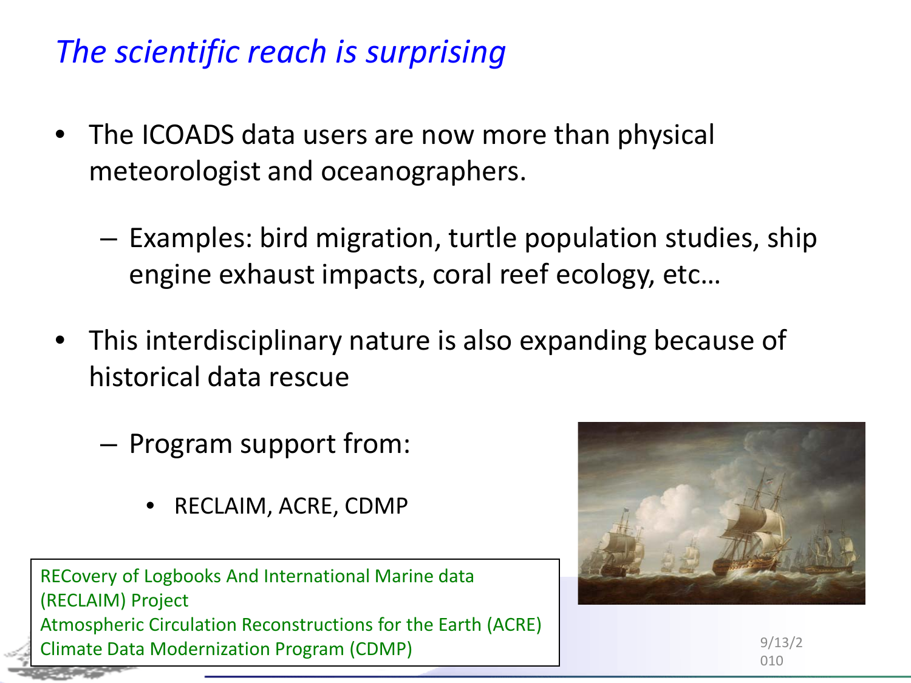# *The scientific reach is surprising*

- The ICOADS data users are now more than physical meteorologist and oceanographers.
  - Examples: bird migration, turtle population studies, ship engine exhaust impacts, coral reef ecology, etc…
- This interdisciplinary nature is also expanding because of historical data rescue
  - Program support from:
    - RECLAIM, ACRE, CDMP

RECovery of Logbooks And International Marine data (RECLAIM) Project
Atmospheric Circulation Reconstructions for the Earth (ACRE)
Climate Data Modernization Program (CDMP)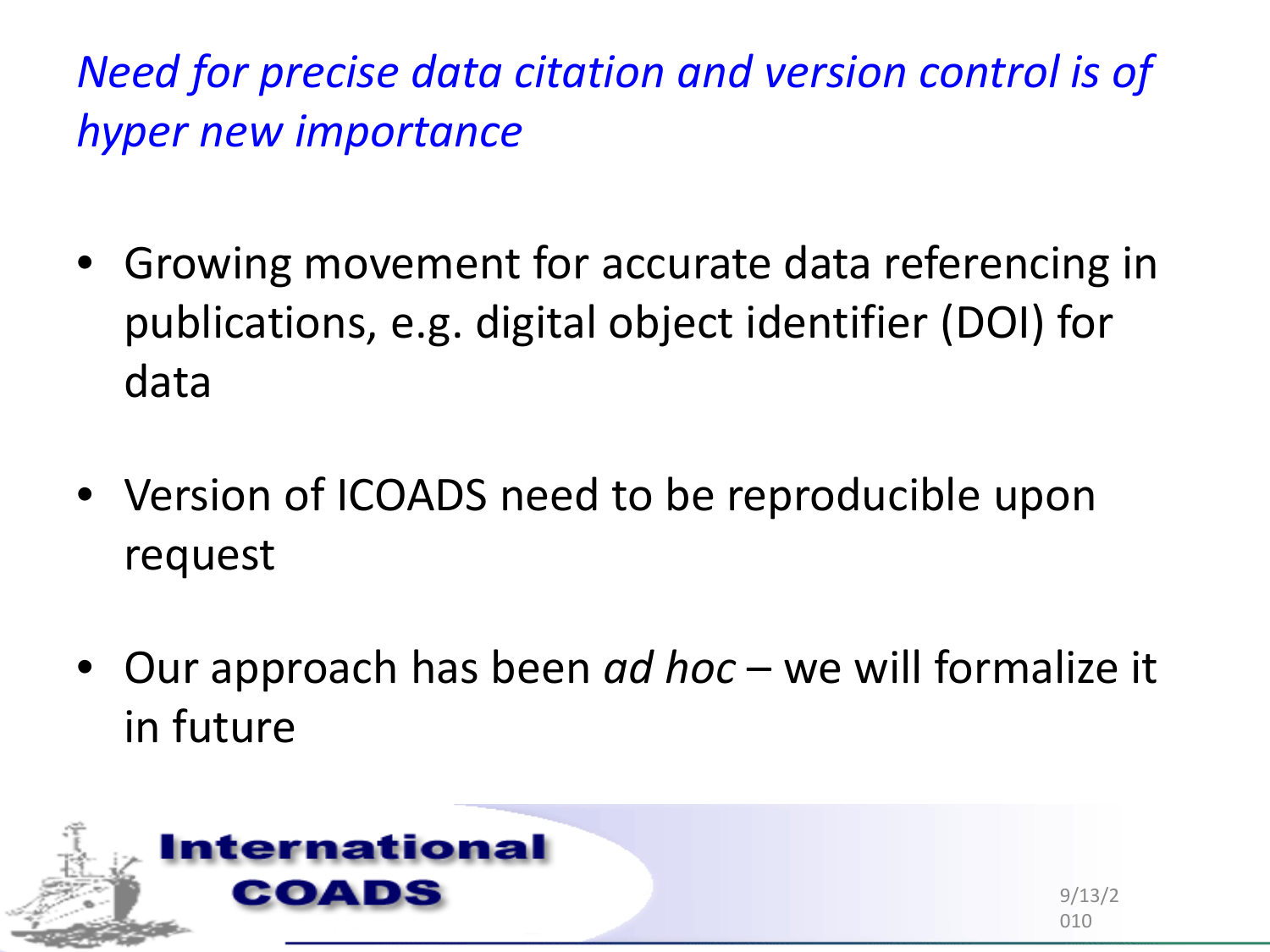## *Need for precise data citation and version control is of hyper new importance*

- Growing movement for accurate data referencing in publications, e.g. digital object identifier (DOI) for data
- Version of ICOADS need to be reproducible upon request
- Our approach has been *ad hoc* – we will formalize it in future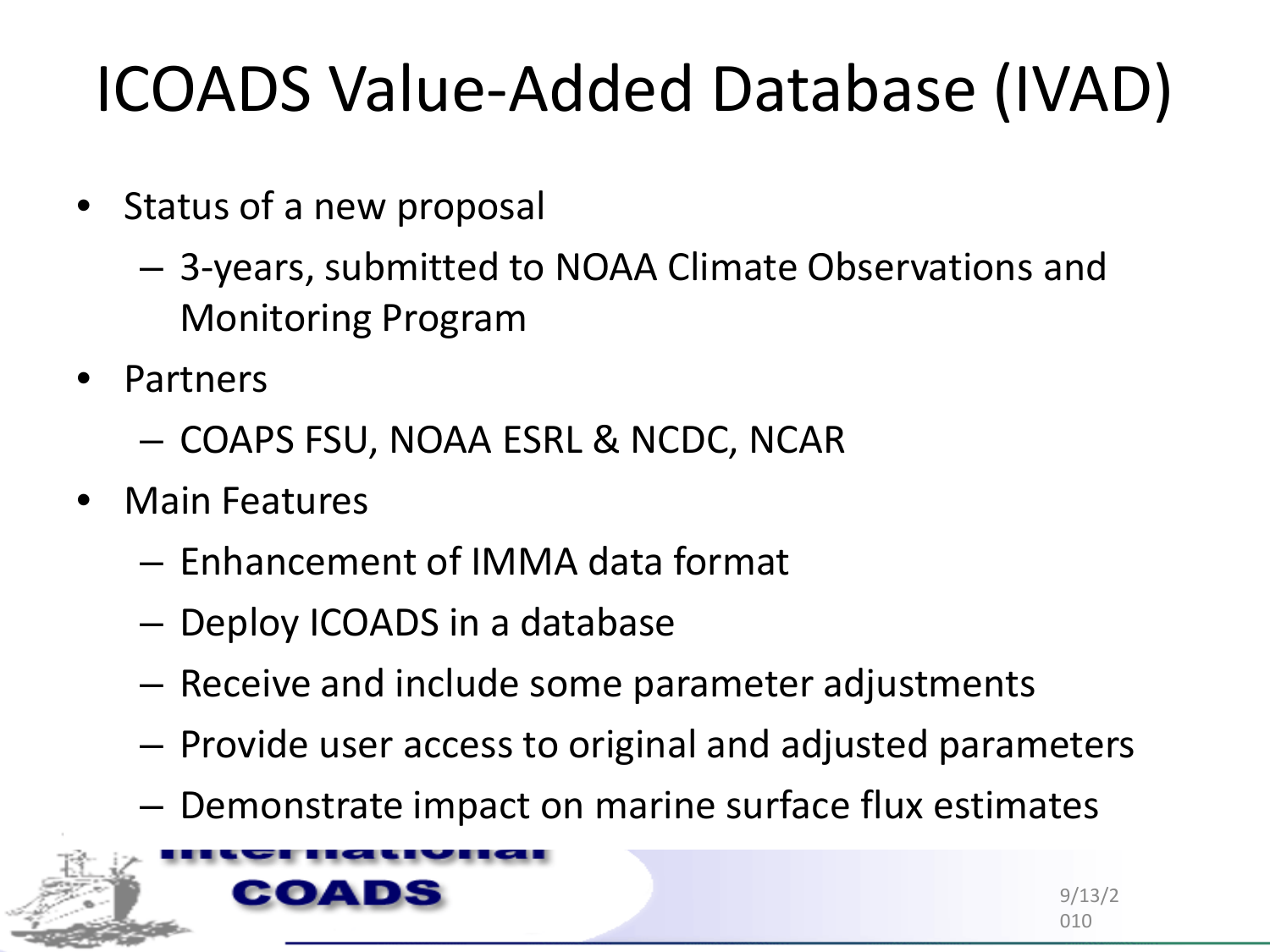# ICOADS Value-Added Database (IVAD)

- Status of a new proposal
  - 3-years, submitted to NOAA Climate Observations and Monitoring Program
- Partners
  - COAPS FSU, NOAA ESRL & NCDC, NCAR
- Main Features
  - Enhancement of IMMA data format
  - Deploy ICOADS in a database
  - Receive and include some parameter adjustments
  - Provide user access to original and adjusted parameters
  - Demonstrate impact on marine surface flux estimates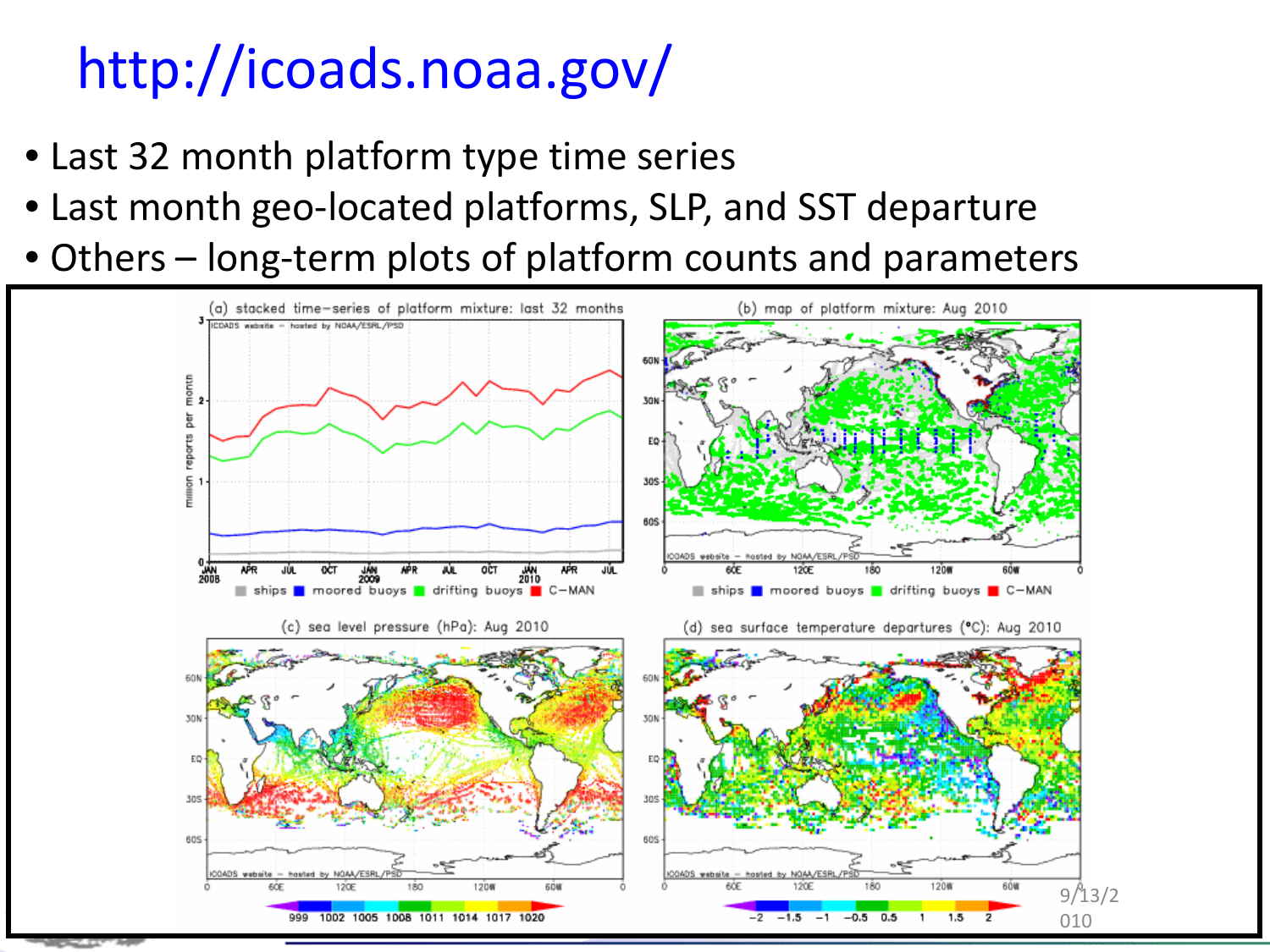# http://icoads.noaa.gov/

- Last 32 month platform type time series
- Last month geo-located platforms, SLP, and SST departure
- Others – long-term plots of platform counts and parameters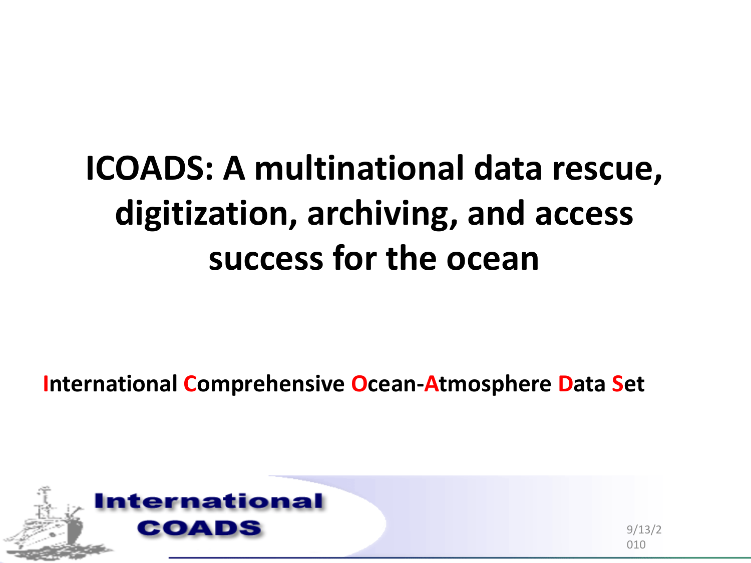# ICOADS: A multinational data rescue, digitization, archiving, and access success for the ocean

**I**nternational **C**omprehensive **O**cean-**A**tmosphere **D**ata **S**et

International COADS